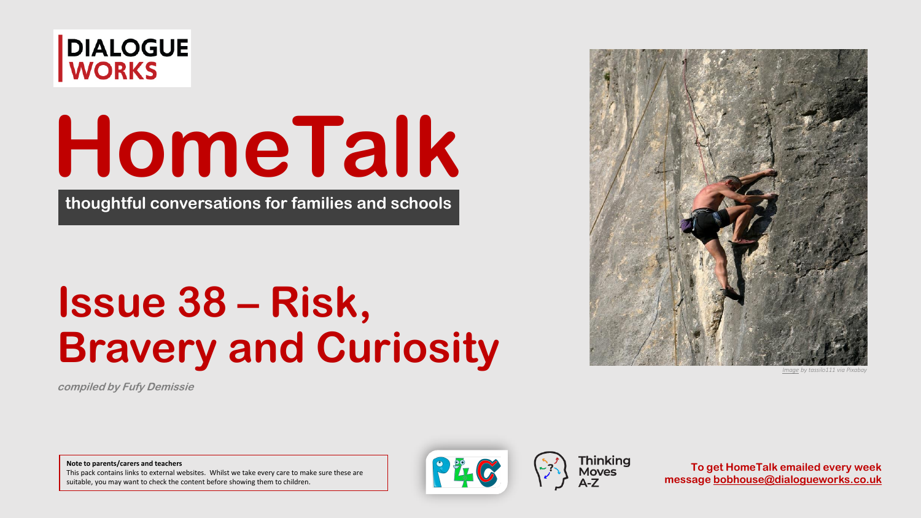DIALOGUE WORKS

# HomeTalk

**thoughtful conversations for families and schools**

# Issue 38 – Risk, Bravery and Curiosity

*compiled by Fufy Demissie*

*Image by tassilo111 via Pixabay*

**Note to parents/carers and teachers**
This pack contains links to external websites. Whilst we take every care to make sure these are suitable, you may want to check the content before showing them to children.

P4C

Thinking Moves A-Z

**To get HomeTalk emailed every week message bobhouse@dialogueworks.co.uk**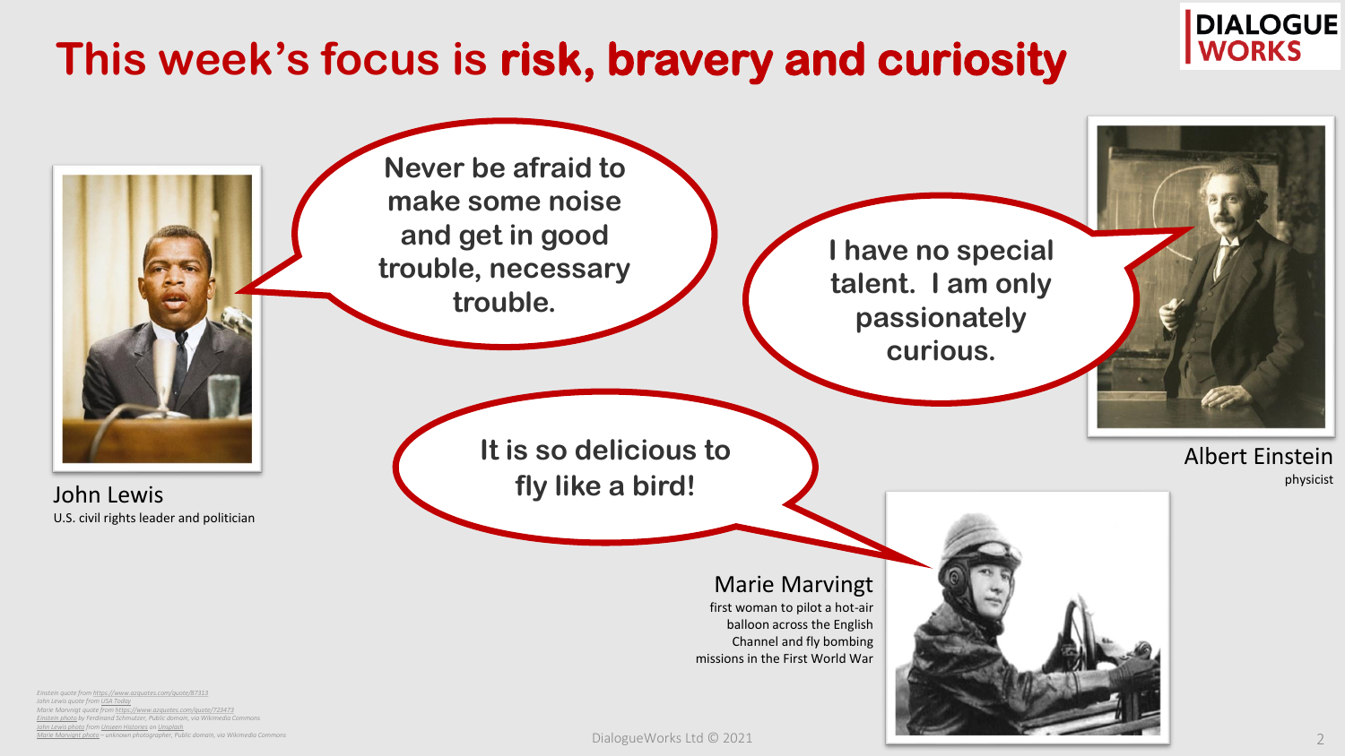# This week's focus is **risk, bravery and curiosity**

Never be afraid to make some noise and get in good trouble, necessary trouble.

John Lewis
U.S. civil rights leader and politician

I have no special talent. I am only passionately curious.

Albert Einstein
physicist

It is so delicious to fly like a bird!

Marie Marvingt
first woman to pilot a hot-air balloon across the English Channel and fly bombing missions in the First World War

*Einstein quote from https://www.azquotes.com/quote/87313*
*John Lewis quote from USA Today*
*Marie Marvingt quote from https://www.azquotes.com/quote/723473*
*Einstein photo by Ferdinand Schmutzer, Public domain, via Wikimedia Commons*
*John Lewis photo from Unseen Histories on Unsplash*
*Marie Marvingt photo – unknown photographer, Public domain, via Wikimedia Commons*

DialogueWorks Ltd © 2021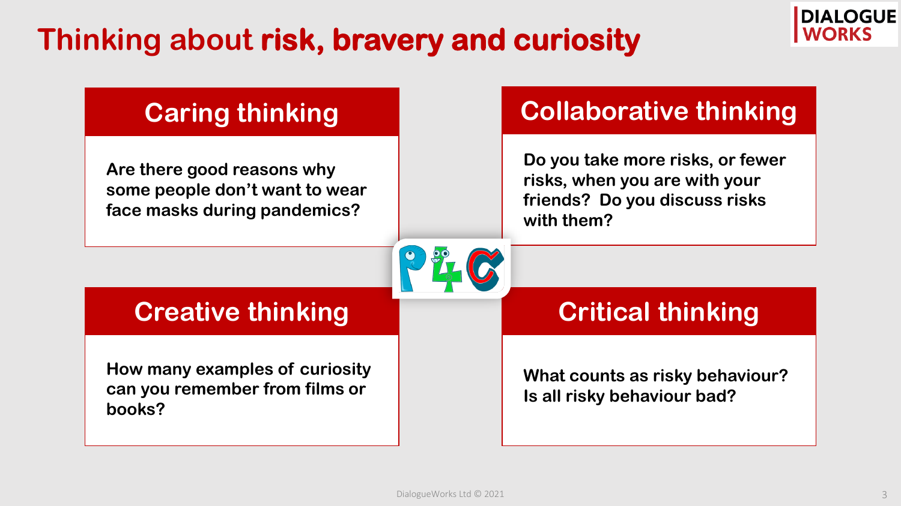# Thinking about risk, bravery and curiosity

## Caring thinking

Are there good reasons why some people don't want to wear face masks during pandemics?

## Collaborative thinking

Do you take more risks, or fewer risks, when you are with your friends? Do you discuss risks with them?

## Creative thinking

How many examples of curiosity can you remember from films or books?

## Critical thinking

What counts as risky behaviour? Is all risky behaviour bad?

DialogueWorks Ltd © 2021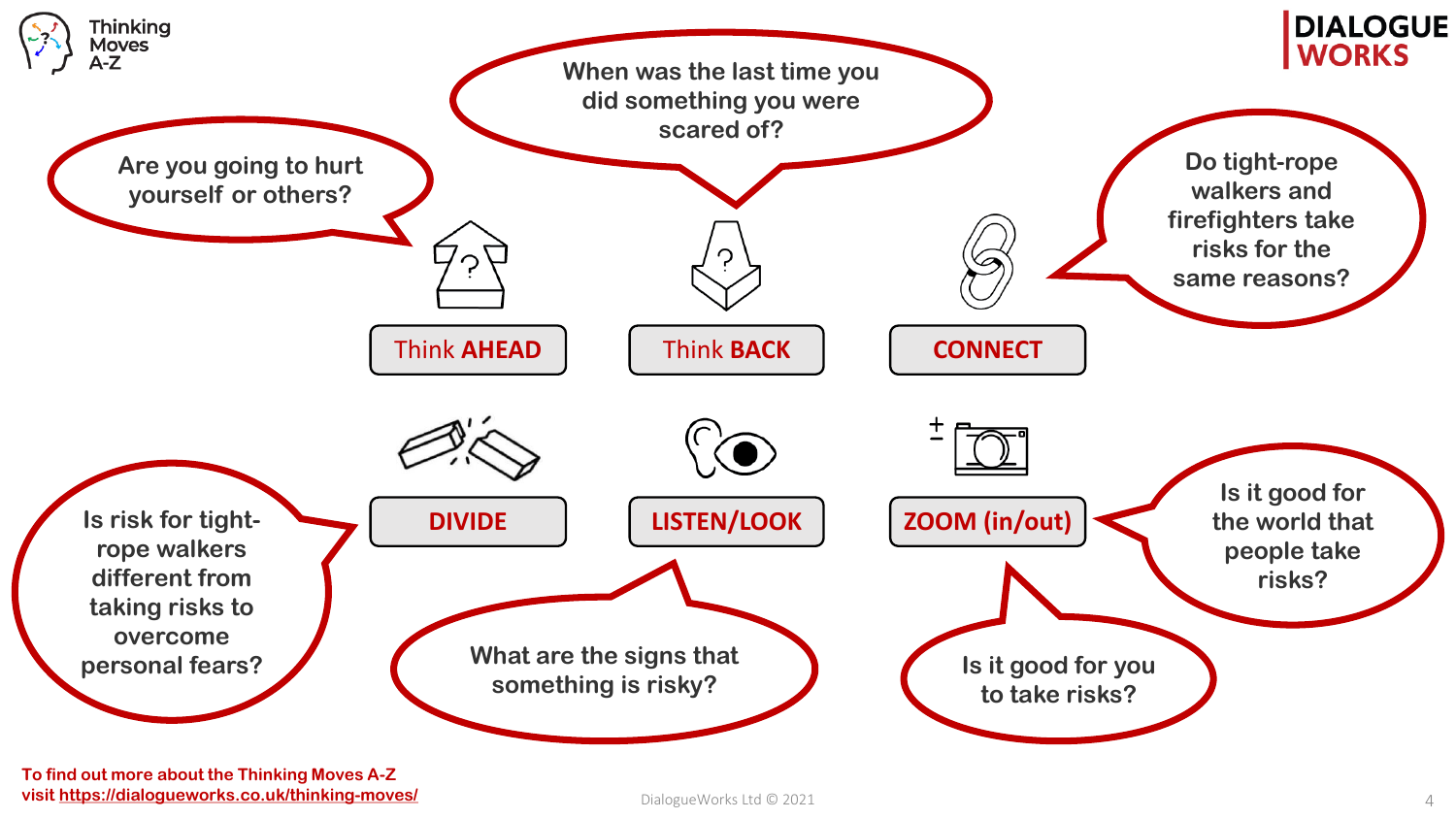Thinking Moves A-Z

DIALOGUE WORKS

**Think AHEAD**

Are you going to hurt yourself or others?

**Think BACK**

When was the last time you did something you were scared of?

**CONNECT**

Do tight-rope walkers and firefighters take risks for the same reasons?

**DIVIDE**

Is risk for tight-rope walkers different from taking risks to overcome personal fears?

**LISTEN/LOOK**

What are the signs that something is risky?

**ZOOM (in/out)**

Is it good for the world that people take risks?

Is it good for you to take risks?

To find out more about the Thinking Moves A-Z visit https://dialogueworks.co.uk/thinking-moves/

DialogueWorks Ltd © 2021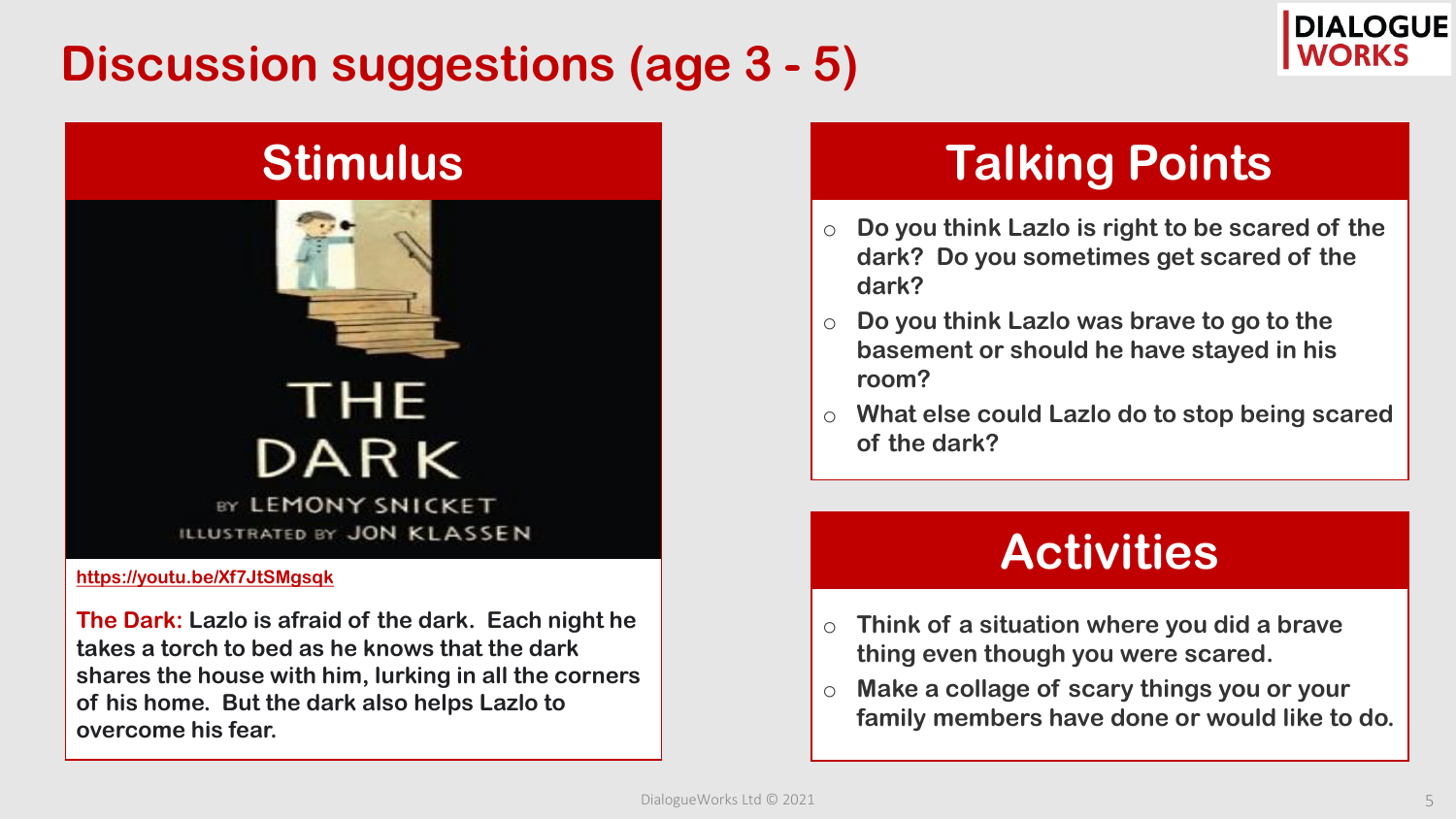# Discussion suggestions (age 3 - 5)

## Stimulus

THE DARK

BY LEMONY SNICKET

ILLUSTRATED BY JON KLASSEN

https://youtu.be/Xf7JtSMgsqk

**The Dark:** Lazlo is afraid of the dark. Each night he takes a torch to bed as he knows that the dark shares the house with him, lurking in all the corners of his home. But the dark also helps Lazlo to overcome his fear.

## Talking Points

- Do you think Lazlo is right to be scared of the dark? Do you sometimes get scared of the dark?
- Do you think Lazlo was brave to go to the basement or should he have stayed in his room?
- What else could Lazlo do to stop being scared of the dark?

## Activities

- Think of a situation where you did a brave thing even though you were scared.
- Make a collage of scary things you or your family members have done or would like to do.

DialogueWorks Ltd © 2021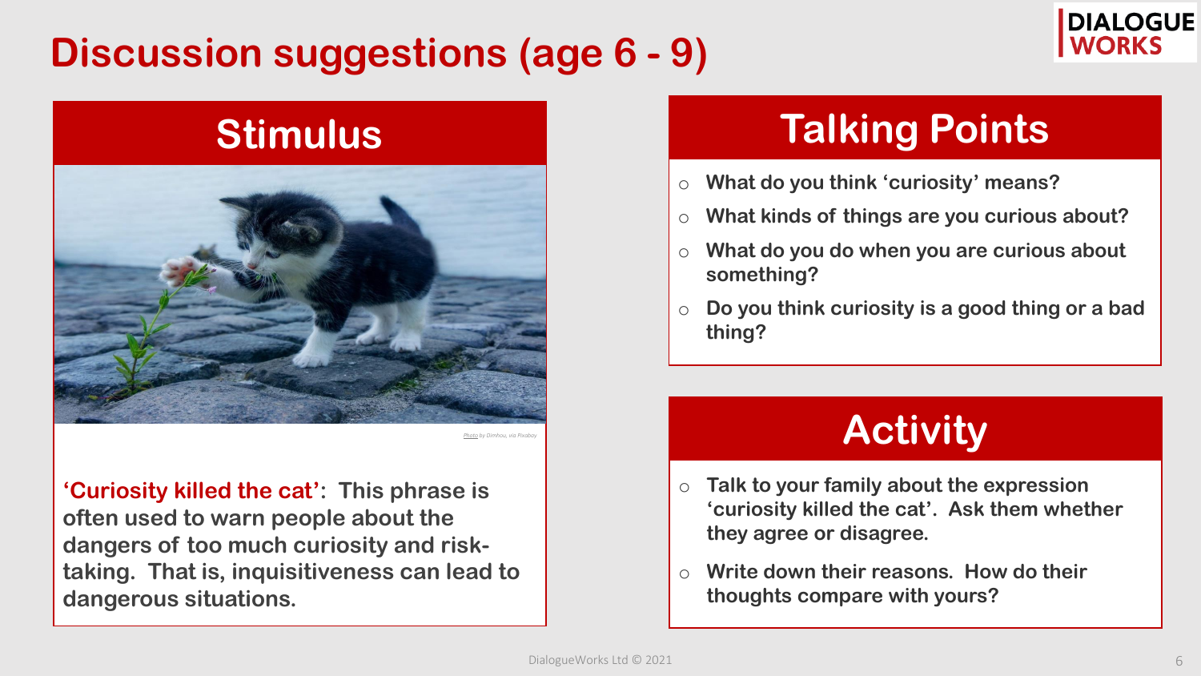# Discussion suggestions (age 6 - 9)

## Stimulus

Photo by Dimhou, via Pixabay

**'Curiosity killed the cat'**: This phrase is often used to warn people about the dangers of too much curiosity and risk-taking. That is, inquisitiveness can lead to dangerous situations.

## Talking Points

- What do you think 'curiosity' means?
- What kinds of things are you curious about?
- What do you do when you are curious about something?
- Do you think curiosity is a good thing or a bad thing?

## Activity

- Talk to your family about the expression 'curiosity killed the cat'. Ask them whether they agree or disagree.
- Write down their reasons. How do their thoughts compare with yours?

DialogueWorks Ltd © 2021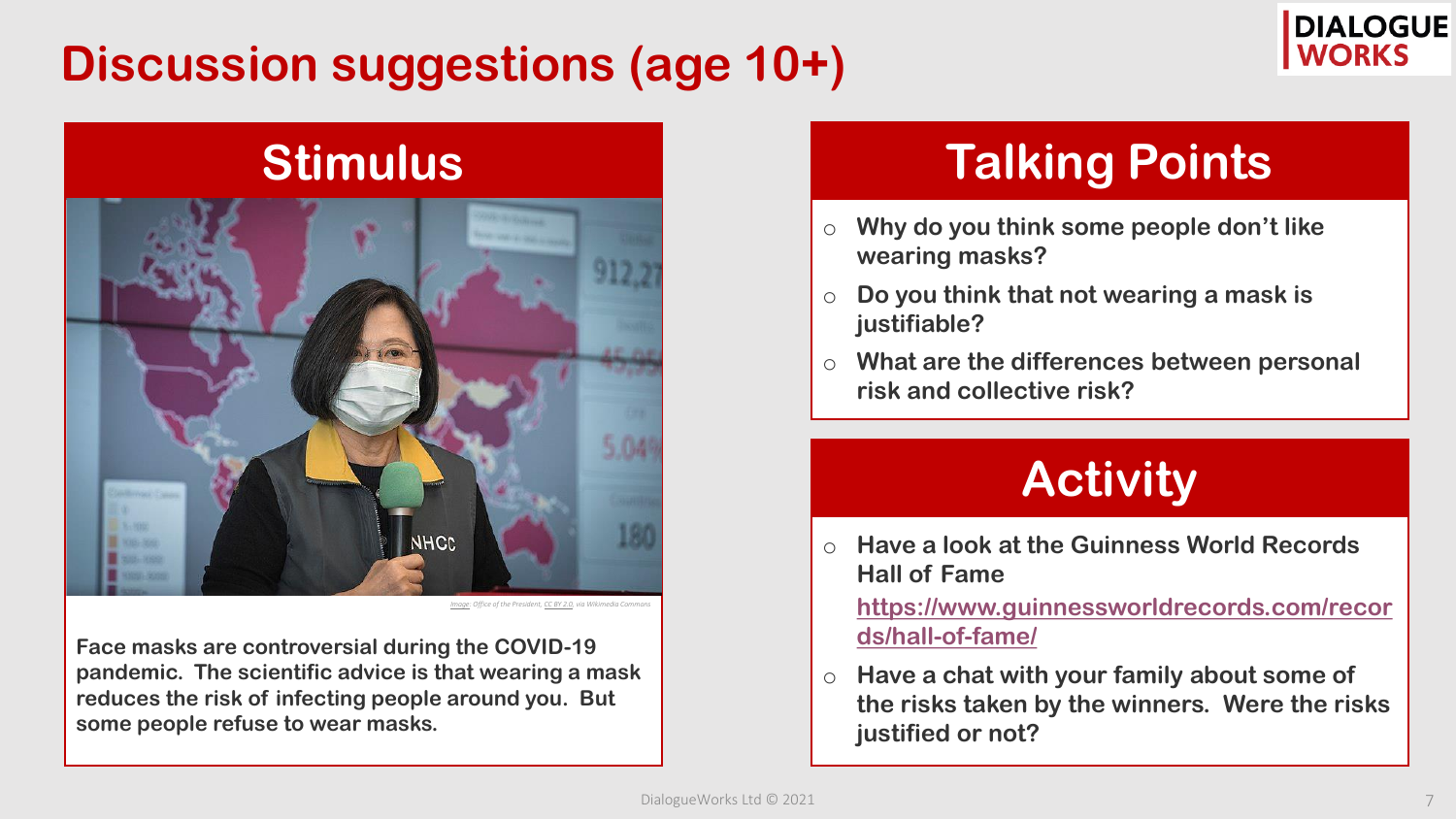# Discussion suggestions (age 10+)

## Stimulus

Image: Office of the President, CC BY 2.0, via Wikimedia Commons

**Face masks are controversial during the COVID-19 pandemic. The scientific advice is that wearing a mask reduces the risk of infecting people around you. But some people refuse to wear masks.**

## Talking Points

- **Why do you think some people don't like wearing masks?**
- **Do you think that not wearing a mask is justifiable?**
- **What are the differences between personal risk and collective risk?**

## Activity

- **Have a look at the Guinness World Records Hall of Fame**
  **https://www.guinnessworldrecords.com/records/hall-of-fame/**
- **Have a chat with your family about some of the risks taken by the winners. Were the risks justified or not?**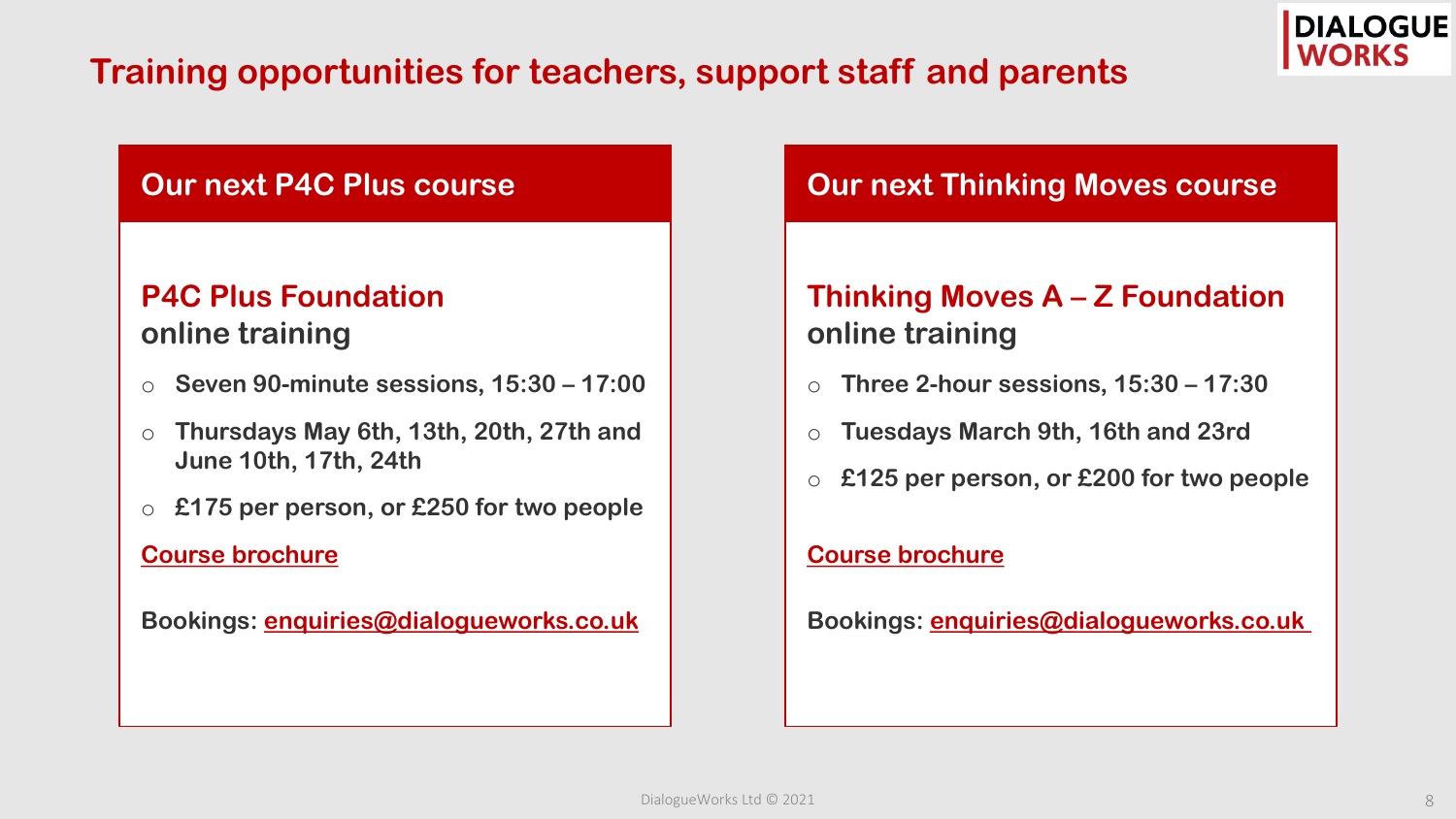# Training opportunities for teachers, support staff and parents

DIALOGUE WORKS

## Our next P4C Plus course

### P4C Plus Foundation online training

- **Seven 90-minute sessions, 15:30 – 17:00**
- **Thursdays May 6th, 13th, 20th, 27th and June 10th, 17th, 24th**
- **£175 per person, or £250 for two people**

Course brochure

**Bookings:** enquiries@dialogueworks.co.uk

## Our next Thinking Moves course

### Thinking Moves A – Z Foundation online training

- **Three 2-hour sessions, 15:30 – 17:30**
- **Tuesdays March 9th, 16th and 23rd**
- **£125 per person, or £200 for two people**

Course brochure

**Bookings:** enquiries@dialogueworks.co.uk

DialogueWorks Ltd © 2021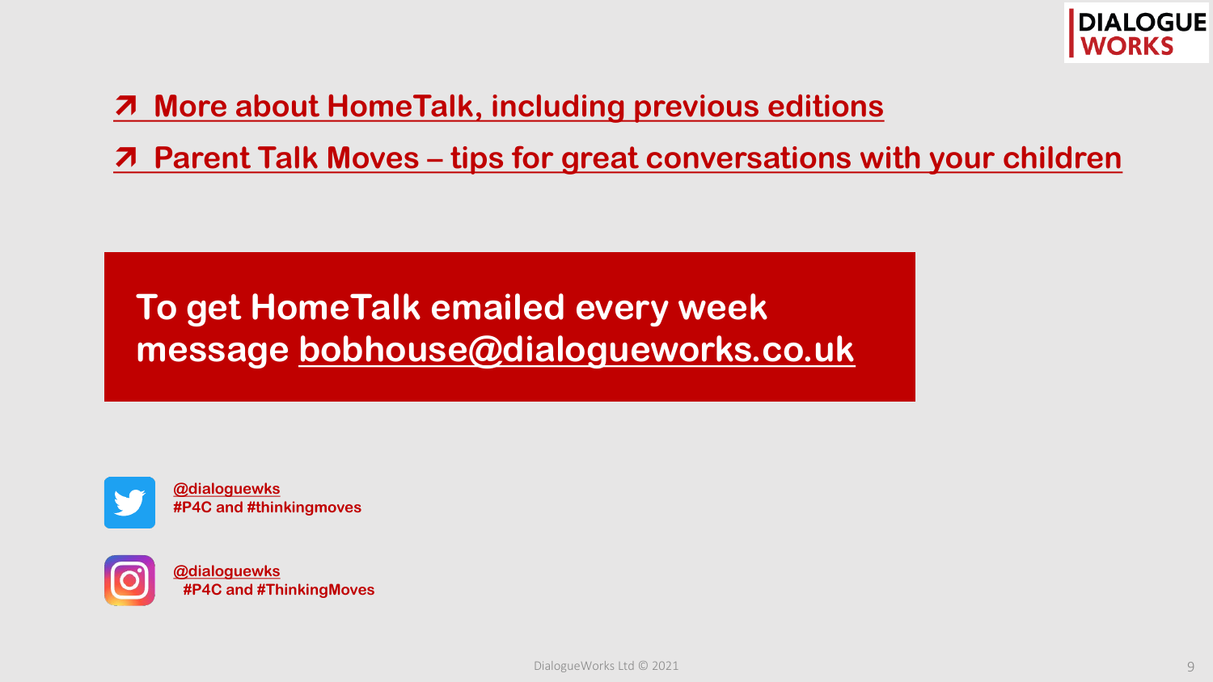↗ More about HomeTalk, including previous editions

↗ Parent Talk Moves – tips for great conversations with your children

**To get HomeTalk emailed every week message bobhouse@dialogueworks.co.uk**

**@dialoguewks**
**#P4C and #thinkingmoves**

**@dialoguewks**
**#P4C and #ThinkingMoves**